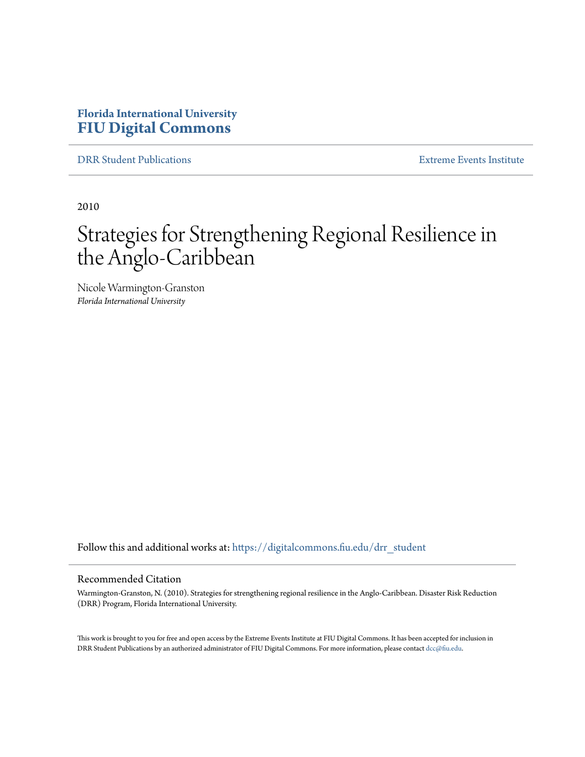**Florida International University**
**FIU Digital Commons**

DRR Student Publications | Extreme Events Institute

2010

# Strategies for Strengthening Regional Resilience in the Anglo-Caribbean

Nicole Warmington-Granston
*Florida International University*

Follow this and additional works at: https://digitalcommons.fiu.edu/drr_student

## Recommended Citation

Warmington-Granston, N. (2010). Strategies for strengthening regional resilience in the Anglo-Caribbean. Disaster Risk Reduction (DRR) Program, Florida International University.

This work is brought to you for free and open access by the Extreme Events Institute at FIU Digital Commons. It has been accepted for inclusion in DRR Student Publications by an authorized administrator of FIU Digital Commons. For more information, please contact dcc@fiu.edu.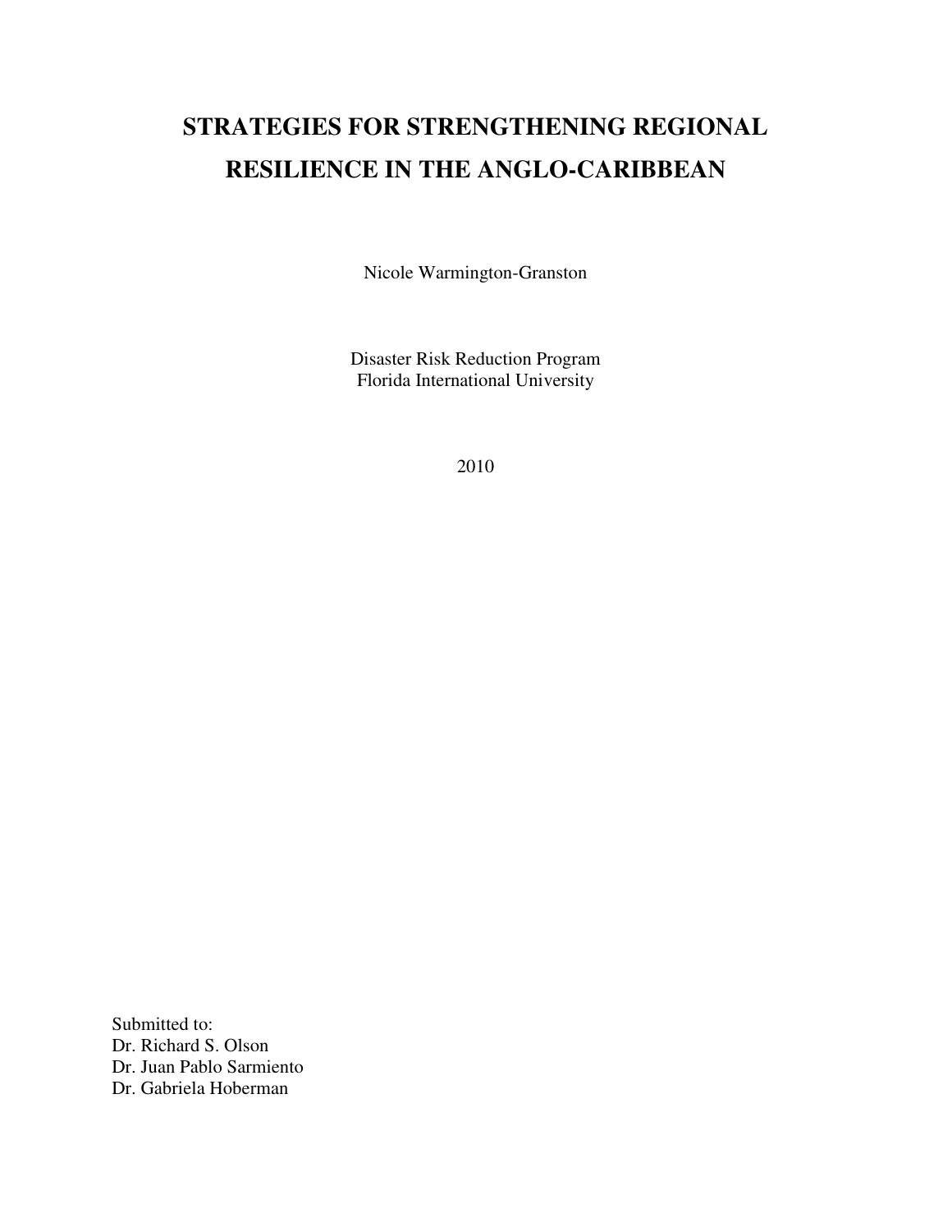# STRATEGIES FOR STRENGTHENING REGIONAL RESILIENCE IN THE ANGLO-CARIBBEAN

Nicole Warmington-Granston

Disaster Risk Reduction Program
Florida International University

2010

Submitted to:
Dr. Richard S. Olson
Dr. Juan Pablo Sarmiento
Dr. Gabriela Hoberman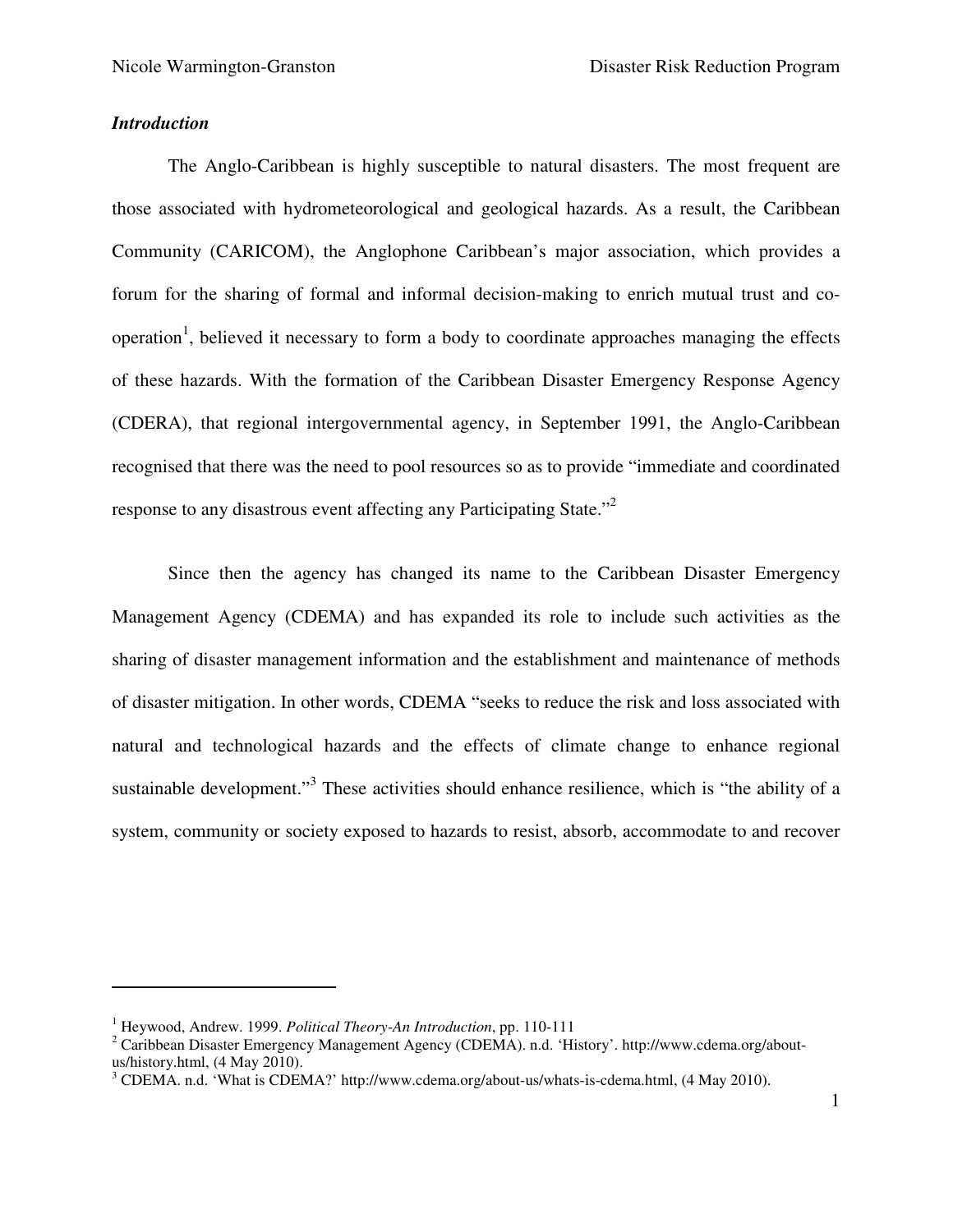***Introduction***

The Anglo-Caribbean is highly susceptible to natural disasters. The most frequent are those associated with hydrometeorological and geological hazards. As a result, the Caribbean Community (CARICOM), the Anglophone Caribbean's major association, which provides a forum for the sharing of formal and informal decision-making to enrich mutual trust and co-operation[1], believed it necessary to form a body to coordinate approaches managing the effects of these hazards. With the formation of the Caribbean Disaster Emergency Response Agency (CDERA), that regional intergovernmental agency, in September 1991, the Anglo-Caribbean recognised that there was the need to pool resources so as to provide "immediate and coordinated response to any disastrous event affecting any Participating State."[2]

Since then the agency has changed its name to the Caribbean Disaster Emergency Management Agency (CDEMA) and has expanded its role to include such activities as the sharing of disaster management information and the establishment and maintenance of methods of disaster mitigation. In other words, CDEMA "seeks to reduce the risk and loss associated with natural and technological hazards and the effects of climate change to enhance regional sustainable development."[3] These activities should enhance resilience, which is "the ability of a system, community or society exposed to hazards to resist, absorb, accommodate to and recover

---

[1] Heywood, Andrew. 1999. *Political Theory-An Introduction*, pp. 110-111

[2] Caribbean Disaster Emergency Management Agency (CDEMA). n.d. 'History'. http://www.cdema.org/about-us/history.html, (4 May 2010).

[3] CDEMA. n.d. 'What is CDEMA?' http://www.cdema.org/about-us/whats-is-cdema.html, (4 May 2010).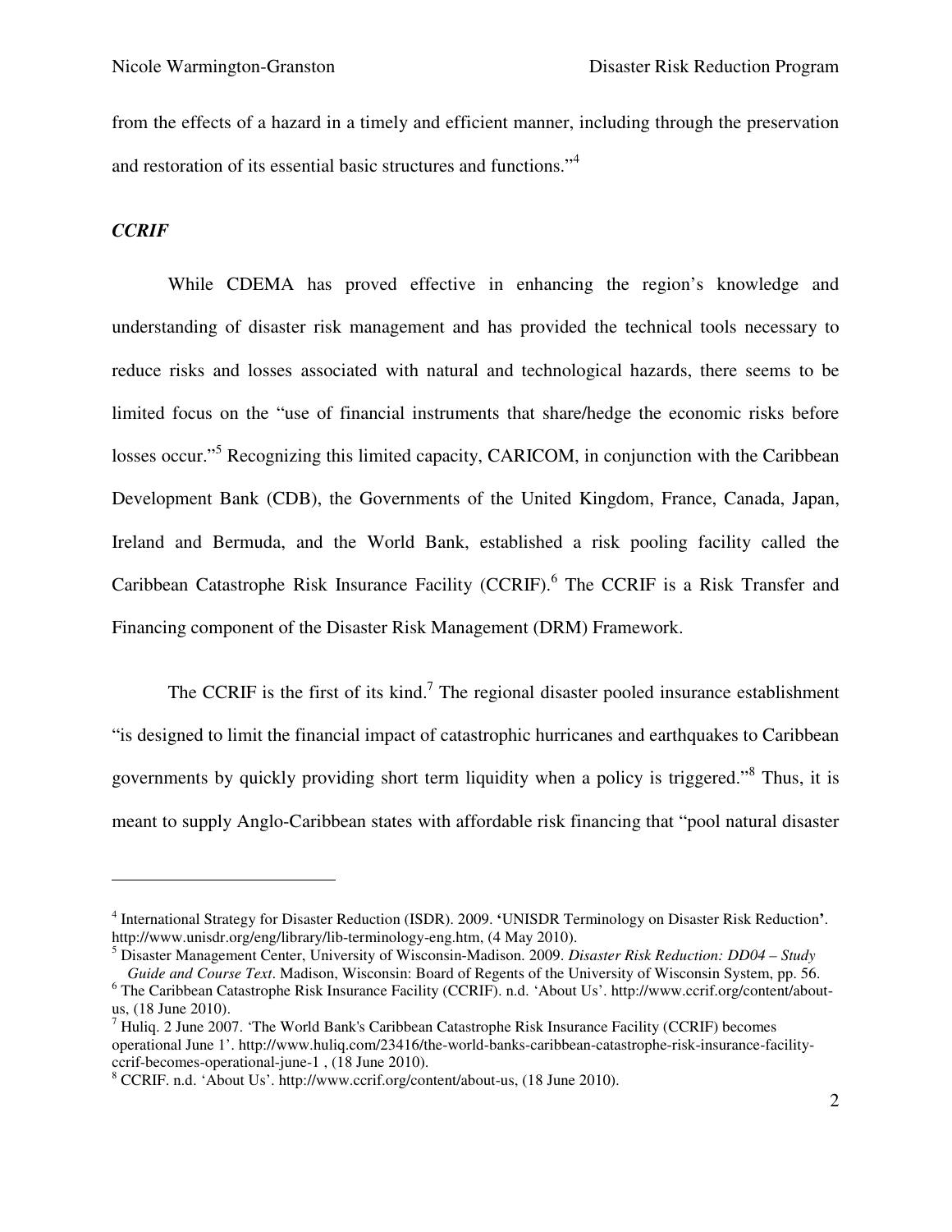from the effects of a hazard in a timely and efficient manner, including through the preservation and restoration of its essential basic structures and functions."[4]

***CCRIF***

While CDEMA has proved effective in enhancing the region's knowledge and understanding of disaster risk management and has provided the technical tools necessary to reduce risks and losses associated with natural and technological hazards, there seems to be limited focus on the "use of financial instruments that share/hedge the economic risks before losses occur."[5] Recognizing this limited capacity, CARICOM, in conjunction with the Caribbean Development Bank (CDB), the Governments of the United Kingdom, France, Canada, Japan, Ireland and Bermuda, and the World Bank, established a risk pooling facility called the Caribbean Catastrophe Risk Insurance Facility (CCRIF).[6] The CCRIF is a Risk Transfer and Financing component of the Disaster Risk Management (DRM) Framework.

The CCRIF is the first of its kind.[7] The regional disaster pooled insurance establishment "is designed to limit the financial impact of catastrophic hurricanes and earthquakes to Caribbean governments by quickly providing short term liquidity when a policy is triggered."[8] Thus, it is meant to supply Anglo-Caribbean states with affordable risk financing that "pool natural disaster

---

[4] International Strategy for Disaster Reduction (ISDR). 2009. 'UNISDR Terminology on Disaster Risk Reduction'. http://www.unisdr.org/eng/library/lib-terminology-eng.htm, (4 May 2010).

[5] Disaster Management Center, University of Wisconsin-Madison. 2009. *Disaster Risk Reduction: DD04 – Study Guide and Course Text*. Madison, Wisconsin: Board of Regents of the University of Wisconsin System, pp. 56.

[6] The Caribbean Catastrophe Risk Insurance Facility (CCRIF). n.d. 'About Us'. http://www.ccrif.org/content/about-us, (18 June 2010).

[7] Huliq. 2 June 2007. 'The World Bank's Caribbean Catastrophe Risk Insurance Facility (CCRIF) becomes operational June 1'. http://www.huliq.com/23416/the-world-banks-caribbean-catastrophe-risk-insurance-facility-ccrif-becomes-operational-june-1 , (18 June 2010).

[8] CCRIF. n.d. 'About Us'. http://www.ccrif.org/content/about-us, (18 June 2010).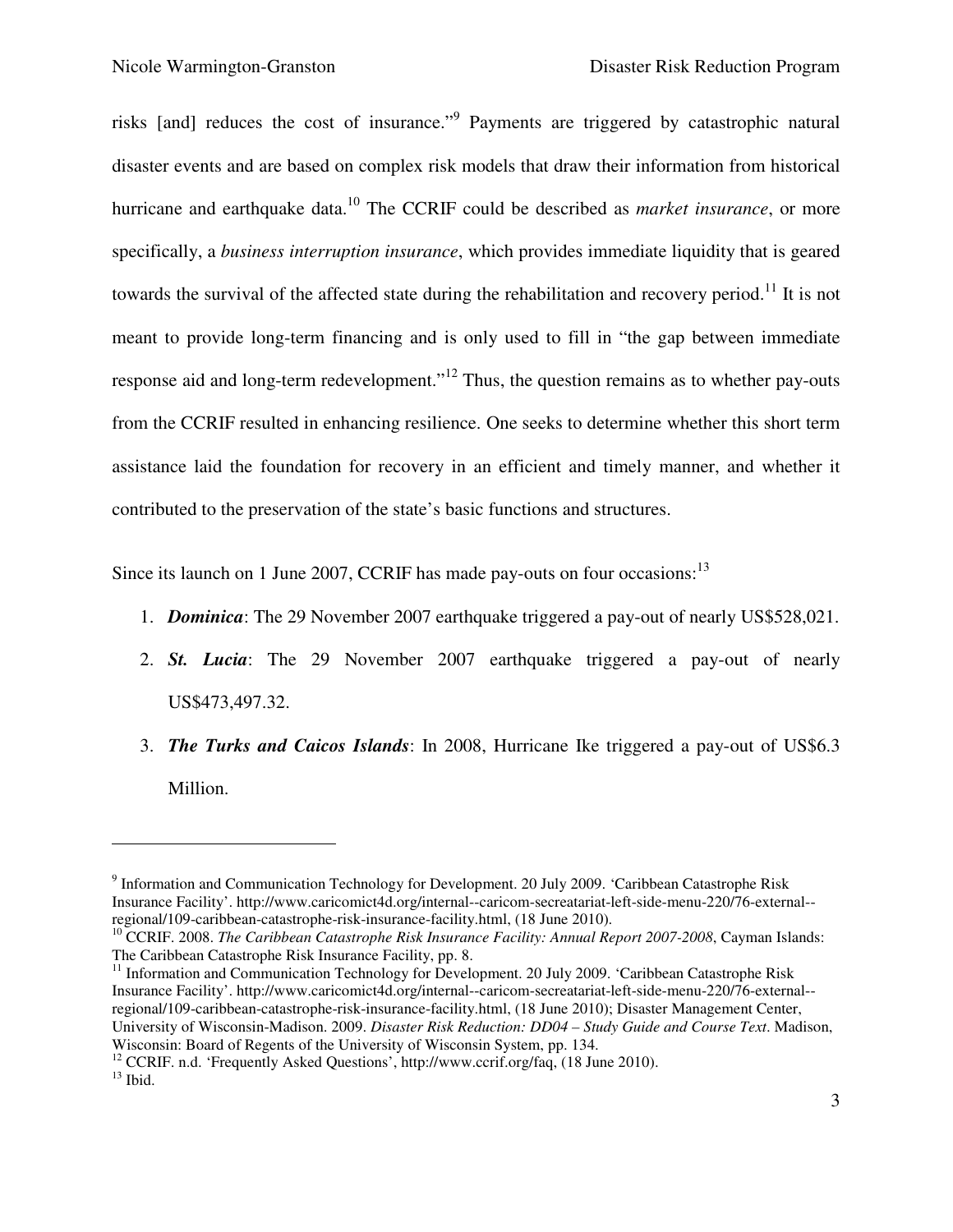risks [and] reduces the cost of insurance."[9] Payments are triggered by catastrophic natural disaster events and are based on complex risk models that draw their information from historical hurricane and earthquake data.[10] The CCRIF could be described as *market insurance*, or more specifically, a *business interruption insurance*, which provides immediate liquidity that is geared towards the survival of the affected state during the rehabilitation and recovery period.[11] It is not meant to provide long-term financing and is only used to fill in "the gap between immediate response aid and long-term redevelopment."[12] Thus, the question remains as to whether pay-outs from the CCRIF resulted in enhancing resilience. One seeks to determine whether this short term assistance laid the foundation for recovery in an efficient and timely manner, and whether it contributed to the preservation of the state's basic functions and structures.

Since its launch on 1 June 2007, CCRIF has made pay-outs on four occasions:[13]

1. ***Dominica***: The 29 November 2007 earthquake triggered a pay-out of nearly US$528,021.
2. ***St. Lucia***: The 29 November 2007 earthquake triggered a pay-out of nearly US$473,497.32.
3. ***The Turks and Caicos Islands***: In 2008, Hurricane Ike triggered a pay-out of US$6.3 Million.

---

[9] Information and Communication Technology for Development. 20 July 2009. 'Caribbean Catastrophe Risk Insurance Facility'. http://www.caricomict4d.org/internal--caricom-secreatariat-left-side-menu-220/76-external--regional/109-caribbean-catastrophe-risk-insurance-facility.html, (18 June 2010).

[10] CCRIF. 2008. *The Caribbean Catastrophe Risk Insurance Facility: Annual Report 2007-2008*, Cayman Islands: The Caribbean Catastrophe Risk Insurance Facility, pp. 8.

[11] Information and Communication Technology for Development. 20 July 2009. 'Caribbean Catastrophe Risk Insurance Facility'. http://www.caricomict4d.org/internal--caricom-secreatariat-left-side-menu-220/76-external--regional/109-caribbean-catastrophe-risk-insurance-facility.html, (18 June 2010); Disaster Management Center, University of Wisconsin-Madison. 2009. *Disaster Risk Reduction: DD04 – Study Guide and Course Text*. Madison, Wisconsin: Board of Regents of the University of Wisconsin System, pp. 134.

[12] CCRIF. n.d. 'Frequently Asked Questions', http://www.ccrif.org/faq, (18 June 2010).

[13] Ibid.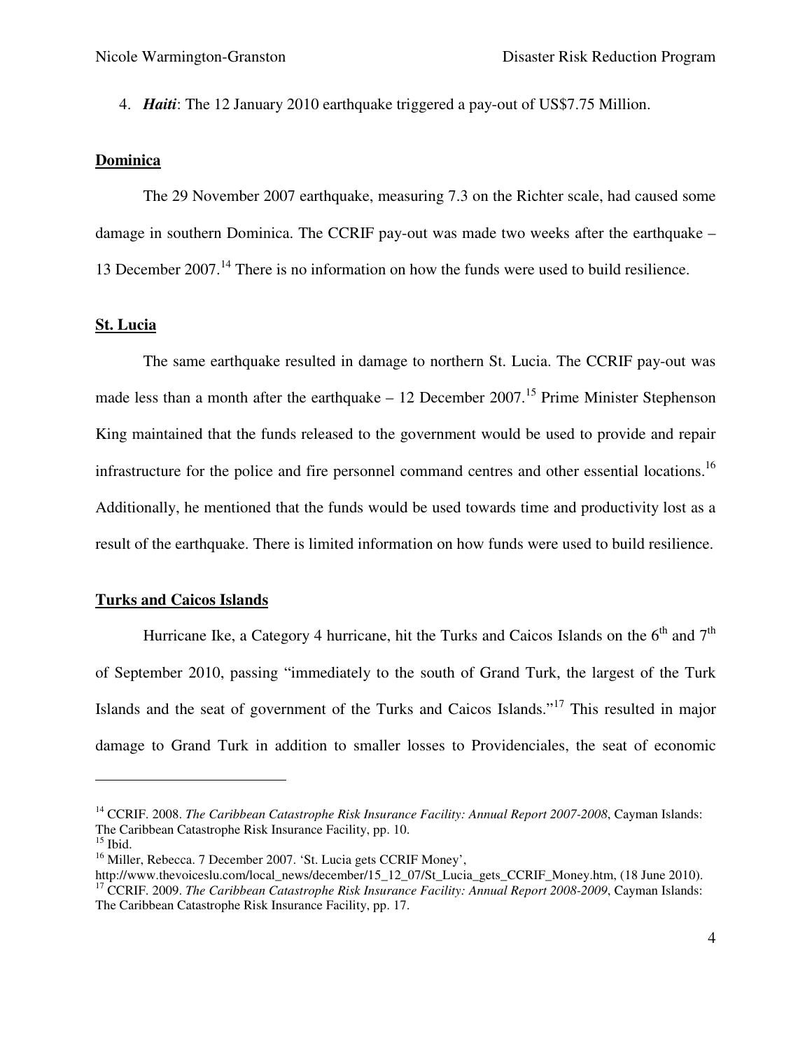4. ***Haiti***: The 12 January 2010 earthquake triggered a pay-out of US$7.75 Million.

**Dominica**

The 29 November 2007 earthquake, measuring 7.3 on the Richter scale, had caused some damage in southern Dominica. The CCRIF pay-out was made two weeks after the earthquake – 13 December 2007.[14] There is no information on how the funds were used to build resilience.

**St. Lucia**

The same earthquake resulted in damage to northern St. Lucia. The CCRIF pay-out was made less than a month after the earthquake – 12 December 2007.[15] Prime Minister Stephenson King maintained that the funds released to the government would be used to provide and repair infrastructure for the police and fire personnel command centres and other essential locations.[16] Additionally, he mentioned that the funds would be used towards time and productivity lost as a result of the earthquake. There is limited information on how funds were used to build resilience.

**Turks and Caicos Islands**

Hurricane Ike, a Category 4 hurricane, hit the Turks and Caicos Islands on the 6th and 7th of September 2010, passing "immediately to the south of Grand Turk, the largest of the Turk Islands and the seat of government of the Turks and Caicos Islands."[17] This resulted in major damage to Grand Turk in addition to smaller losses to Providenciales, the seat of economic

---

[14] CCRIF. 2008. *The Caribbean Catastrophe Risk Insurance Facility: Annual Report 2007-2008*, Cayman Islands: The Caribbean Catastrophe Risk Insurance Facility, pp. 10.

[15] Ibid.

[16] Miller, Rebecca. 7 December 2007. 'St. Lucia gets CCRIF Money', http://www.thevoiceslu.com/local_news/december/15_12_07/St_Lucia_gets_CCRIF_Money.htm, (18 June 2010).

[17] CCRIF. 2009. *The Caribbean Catastrophe Risk Insurance Facility: Annual Report 2008-2009*, Cayman Islands: The Caribbean Catastrophe Risk Insurance Facility, pp. 17.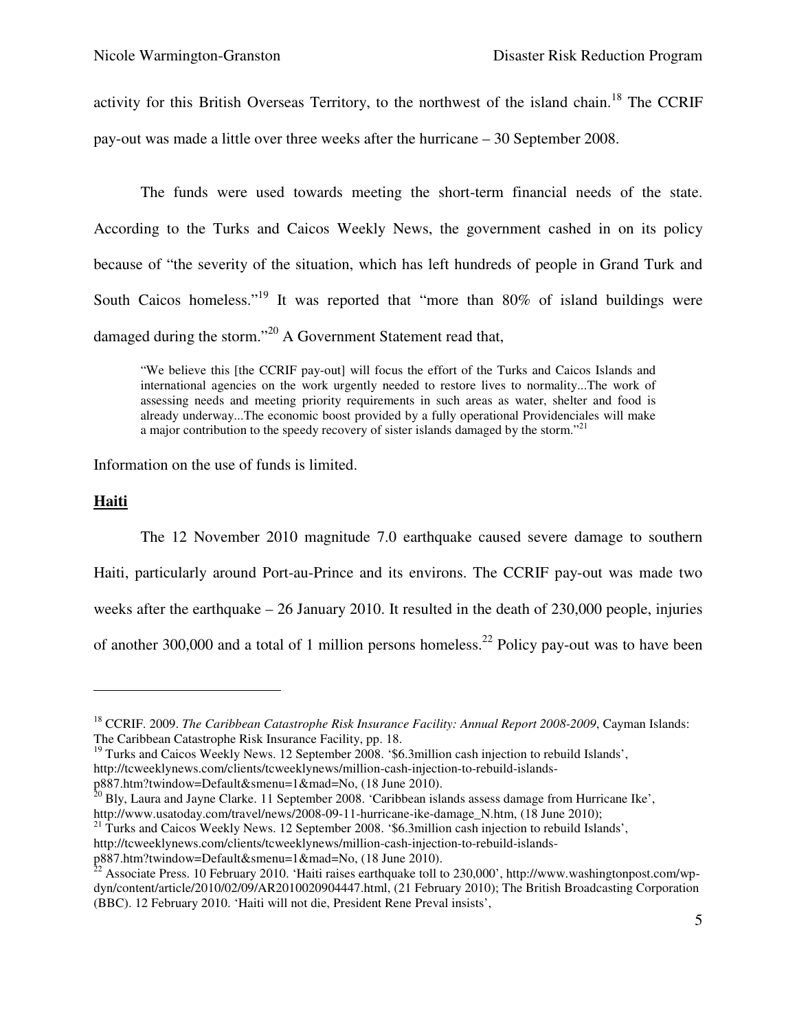activity for this British Overseas Territory, to the northwest of the island chain.[18] The CCRIF pay-out was made a little over three weeks after the hurricane – 30 September 2008.

The funds were used towards meeting the short-term financial needs of the state. According to the Turks and Caicos Weekly News, the government cashed in on its policy because of "the severity of the situation, which has left hundreds of people in Grand Turk and South Caicos homeless."[19] It was reported that "more than 80% of island buildings were damaged during the storm."[20] A Government Statement read that,

> "We believe this [the CCRIF pay-out] will focus the effort of the Turks and Caicos Islands and international agencies on the work urgently needed to restore lives to normality...The work of assessing needs and meeting priority requirements in such areas as water, shelter and food is already underway...The economic boost provided by a fully operational Providenciales will make a major contribution to the speedy recovery of sister islands damaged by the storm."[21]

Information on the use of funds is limited.

**<u>Haiti</u>**

The 12 November 2010 magnitude 7.0 earthquake caused severe damage to southern Haiti, particularly around Port-au-Prince and its environs. The CCRIF pay-out was made two weeks after the earthquake – 26 January 2010. It resulted in the death of 230,000 people, injuries of another 300,000 and a total of 1 million persons homeless.[22] Policy pay-out was to have been

---

[18] CCRIF. 2009. *The Caribbean Catastrophe Risk Insurance Facility: Annual Report 2008-2009*, Cayman Islands: The Caribbean Catastrophe Risk Insurance Facility, pp. 18.

[19] Turks and Caicos Weekly News. 12 September 2008. '$6.3million cash injection to rebuild Islands', http://tcweeklynews.com/clients/tcweeklynews/million-cash-injection-to-rebuild-islands-p887.htm?twindow=Default&smenu=1&mad=No, (18 June 2010).

[20] Bly, Laura and Jayne Clarke. 11 September 2008. 'Caribbean islands assess damage from Hurricane Ike', http://www.usatoday.com/travel/news/2008-09-11-hurricane-ike-damage_N.htm, (18 June 2010);

[21] Turks and Caicos Weekly News. 12 September 2008. '$6.3million cash injection to rebuild Islands', http://tcweeklynews.com/clients/tcweeklynews/million-cash-injection-to-rebuild-islands-p887.htm?twindow=Default&smenu=1&mad=No, (18 June 2010).

[22] Associate Press. 10 February 2010. 'Haiti raises earthquake toll to 230,000', http://www.washingtonpost.com/wp-dyn/content/article/2010/02/09/AR2010020904447.html, (21 February 2010); The British Broadcasting Corporation (BBC). 12 February 2010. 'Haiti will not die, President Rene Preval insists',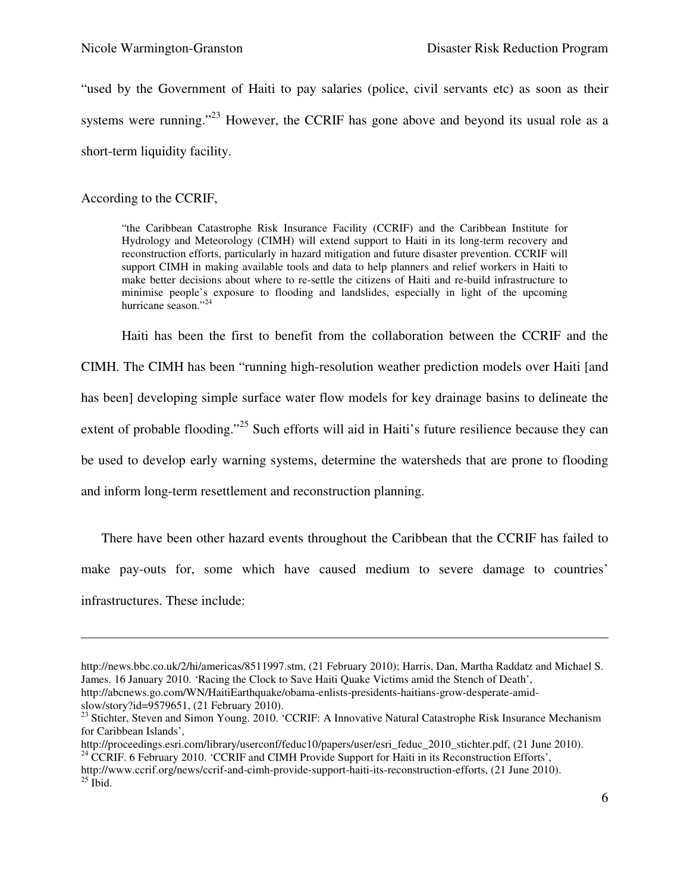"used by the Government of Haiti to pay salaries (police, civil servants etc) as soon as their systems were running."[23] However, the CCRIF has gone above and beyond its usual role as a short-term liquidity facility.

According to the CCRIF,

> "the Caribbean Catastrophe Risk Insurance Facility (CCRIF) and the Caribbean Institute for Hydrology and Meteorology (CIMH) will extend support to Haiti in its long-term recovery and reconstruction efforts, particularly in hazard mitigation and future disaster prevention. CCRIF will support CIMH in making available tools and data to help planners and relief workers in Haiti to make better decisions about where to re-settle the citizens of Haiti and re-build infrastructure to minimise people's exposure to flooding and landslides, especially in light of the upcoming hurricane season."[24]

Haiti has been the first to benefit from the collaboration between the CCRIF and the CIMH. The CIMH has been "running high-resolution weather prediction models over Haiti [and has been] developing simple surface water flow models for key drainage basins to delineate the extent of probable flooding."[25] Such efforts will aid in Haiti's future resilience because they can be used to develop early warning systems, determine the watersheds that are prone to flooding and inform long-term resettlement and reconstruction planning.

There have been other hazard events throughout the Caribbean that the CCRIF has failed to make pay-outs for, some which have caused medium to severe damage to countries' infrastructures. These include:

---

http://news.bbc.co.uk/2/hi/americas/8511997.stm, (21 February 2010); Harris, Dan, Martha Raddatz and Michael S. James. 16 January 2010. 'Racing the Clock to Save Haiti Quake Victims amid the Stench of Death', http://abcnews.go.com/WN/HaitiEarthquake/obama-enlists-presidents-haitians-grow-desperate-amid-slow/story?id=9579651, (21 February 2010).

[23] Stichter, Steven and Simon Young. 2010. 'CCRIF: A Innovative Natural Catastrophe Risk Insurance Mechanism for Caribbean Islands', http://proceedings.esri.com/library/userconf/feduc10/papers/user/esri_feduc_2010_stichter.pdf, (21 June 2010).

[24] CCRIF. 6 February 2010. 'CCRIF and CIMH Provide Support for Haiti in its Reconstruction Efforts', http://www.ccrif.org/news/ccrif-and-cimh-provide-support-haiti-its-reconstruction-efforts, (21 June 2010).

[25] Ibid.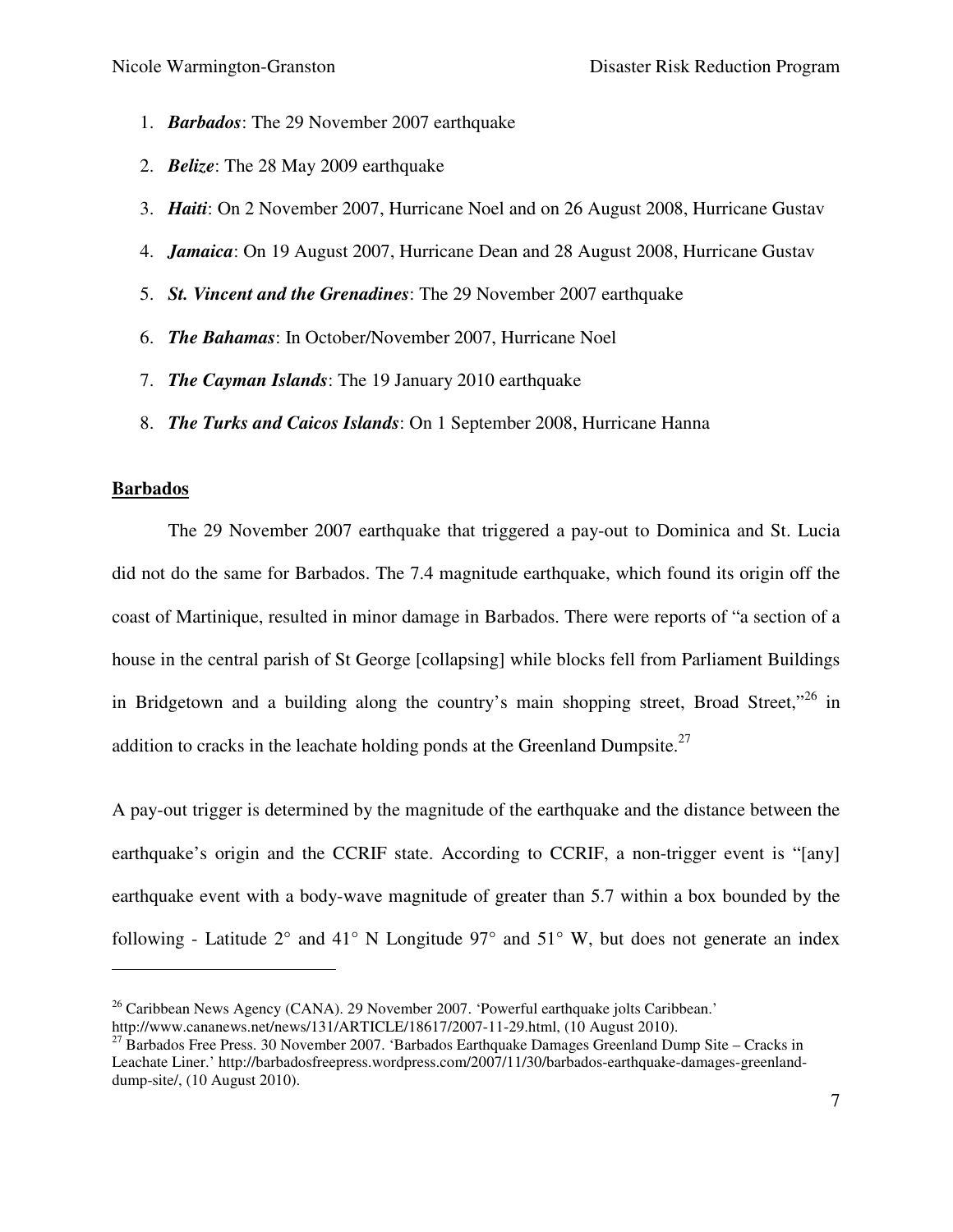1. ***Barbados***: The 29 November 2007 earthquake
2. ***Belize***: The 28 May 2009 earthquake
3. ***Haiti***: On 2 November 2007, Hurricane Noel and on 26 August 2008, Hurricane Gustav
4. ***Jamaica***: On 19 August 2007, Hurricane Dean and 28 August 2008, Hurricane Gustav
5. ***St. Vincent and the Grenadines***: The 29 November 2007 earthquake
6. ***The Bahamas***: In October/November 2007, Hurricane Noel
7. ***The Cayman Islands***: The 19 January 2010 earthquake
8. ***The Turks and Caicos Islands***: On 1 September 2008, Hurricane Hanna

**Barbados**

The 29 November 2007 earthquake that triggered a pay-out to Dominica and St. Lucia did not do the same for Barbados. The 7.4 magnitude earthquake, which found its origin off the coast of Martinique, resulted in minor damage in Barbados. There were reports of "a section of a house in the central parish of St George [collapsing] while blocks fell from Parliament Buildings in Bridgetown and a building along the country's main shopping street, Broad Street,"[26] in addition to cracks in the leachate holding ponds at the Greenland Dumpsite.[27]

A pay-out trigger is determined by the magnitude of the earthquake and the distance between the earthquake's origin and the CCRIF state. According to CCRIF, a non-trigger event is "[any] earthquake event with a body-wave magnitude of greater than 5.7 within a box bounded by the following - Latitude 2° and 41° N Longitude 97° and 51° W, but does not generate an index

---

[26] Caribbean News Agency (CANA). 29 November 2007. 'Powerful earthquake jolts Caribbean.' http://www.cananews.net/news/131/ARTICLE/18617/2007-11-29.html, (10 August 2010).

[27] Barbados Free Press. 30 November 2007. 'Barbados Earthquake Damages Greenland Dump Site – Cracks in Leachate Liner.' http://barbadosfreepress.wordpress.com/2007/11/30/barbados-earthquake-damages-greenland-dump-site/, (10 August 2010).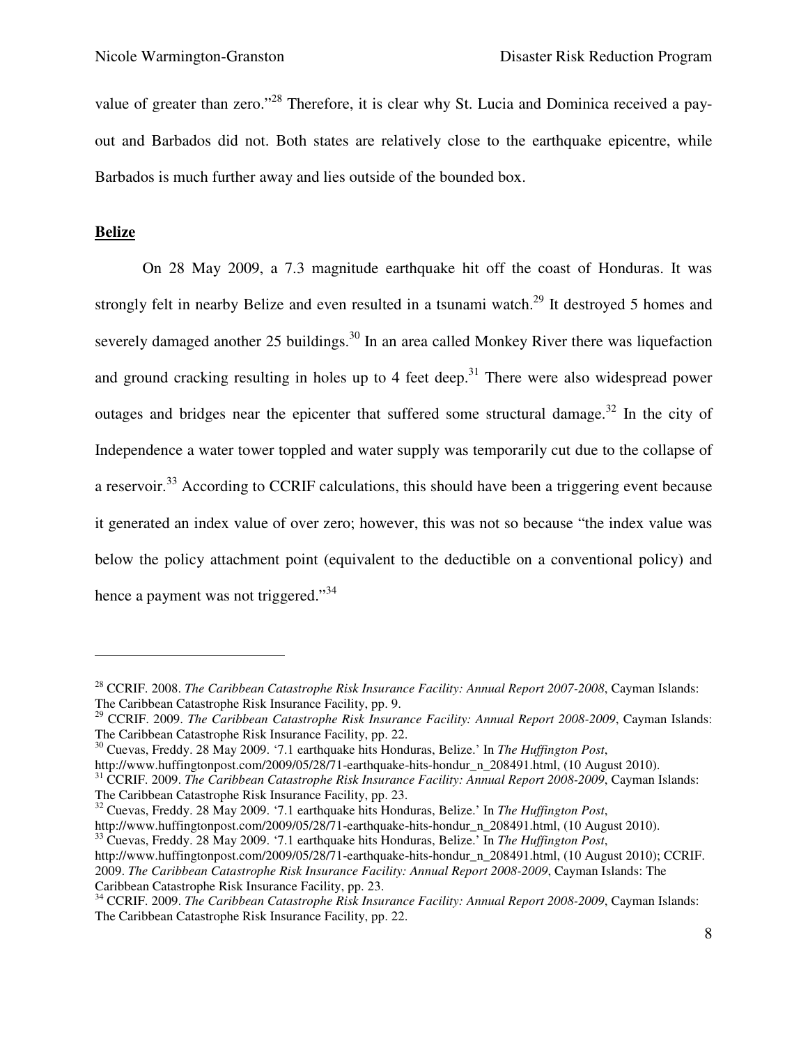value of greater than zero."[28] Therefore, it is clear why St. Lucia and Dominica received a pay-out and Barbados did not. Both states are relatively close to the earthquake epicentre, while Barbados is much further away and lies outside of the bounded box.

**Belize**

On 28 May 2009, a 7.3 magnitude earthquake hit off the coast of Honduras. It was strongly felt in nearby Belize and even resulted in a tsunami watch.[29] It destroyed 5 homes and severely damaged another 25 buildings.[30] In an area called Monkey River there was liquefaction and ground cracking resulting in holes up to 4 feet deep.[31] There were also widespread power outages and bridges near the epicenter that suffered some structural damage.[32] In the city of Independence a water tower toppled and water supply was temporarily cut due to the collapse of a reservoir.[33] According to CCRIF calculations, this should have been a triggering event because it generated an index value of over zero; however, this was not so because "the index value was below the policy attachment point (equivalent to the deductible on a conventional policy) and hence a payment was not triggered."[34]

---

[28] CCRIF. 2008. *The Caribbean Catastrophe Risk Insurance Facility: Annual Report 2007-2008*, Cayman Islands: The Caribbean Catastrophe Risk Insurance Facility, pp. 9.

[29] CCRIF. 2009. *The Caribbean Catastrophe Risk Insurance Facility: Annual Report 2008-2009*, Cayman Islands: The Caribbean Catastrophe Risk Insurance Facility, pp. 22.

[30] Cuevas, Freddy. 28 May 2009. '7.1 earthquake hits Honduras, Belize.' In *The Huffington Post*, http://www.huffingtonpost.com/2009/05/28/71-earthquake-hits-hondur_n_208491.html, (10 August 2010).

[31] CCRIF. 2009. *The Caribbean Catastrophe Risk Insurance Facility: Annual Report 2008-2009*, Cayman Islands: The Caribbean Catastrophe Risk Insurance Facility, pp. 23.

[32] Cuevas, Freddy. 28 May 2009. '7.1 earthquake hits Honduras, Belize.' In *The Huffington Post*, http://www.huffingtonpost.com/2009/05/28/71-earthquake-hits-hondur_n_208491.html, (10 August 2010).

[33] Cuevas, Freddy. 28 May 2009. '7.1 earthquake hits Honduras, Belize.' In *The Huffington Post*, http://www.huffingtonpost.com/2009/05/28/71-earthquake-hits-hondur_n_208491.html, (10 August 2010); CCRIF. 2009. *The Caribbean Catastrophe Risk Insurance Facility: Annual Report 2008-2009*, Cayman Islands: The Caribbean Catastrophe Risk Insurance Facility, pp. 23.

[34] CCRIF. 2009. *The Caribbean Catastrophe Risk Insurance Facility: Annual Report 2008-2009*, Cayman Islands: The Caribbean Catastrophe Risk Insurance Facility, pp. 22.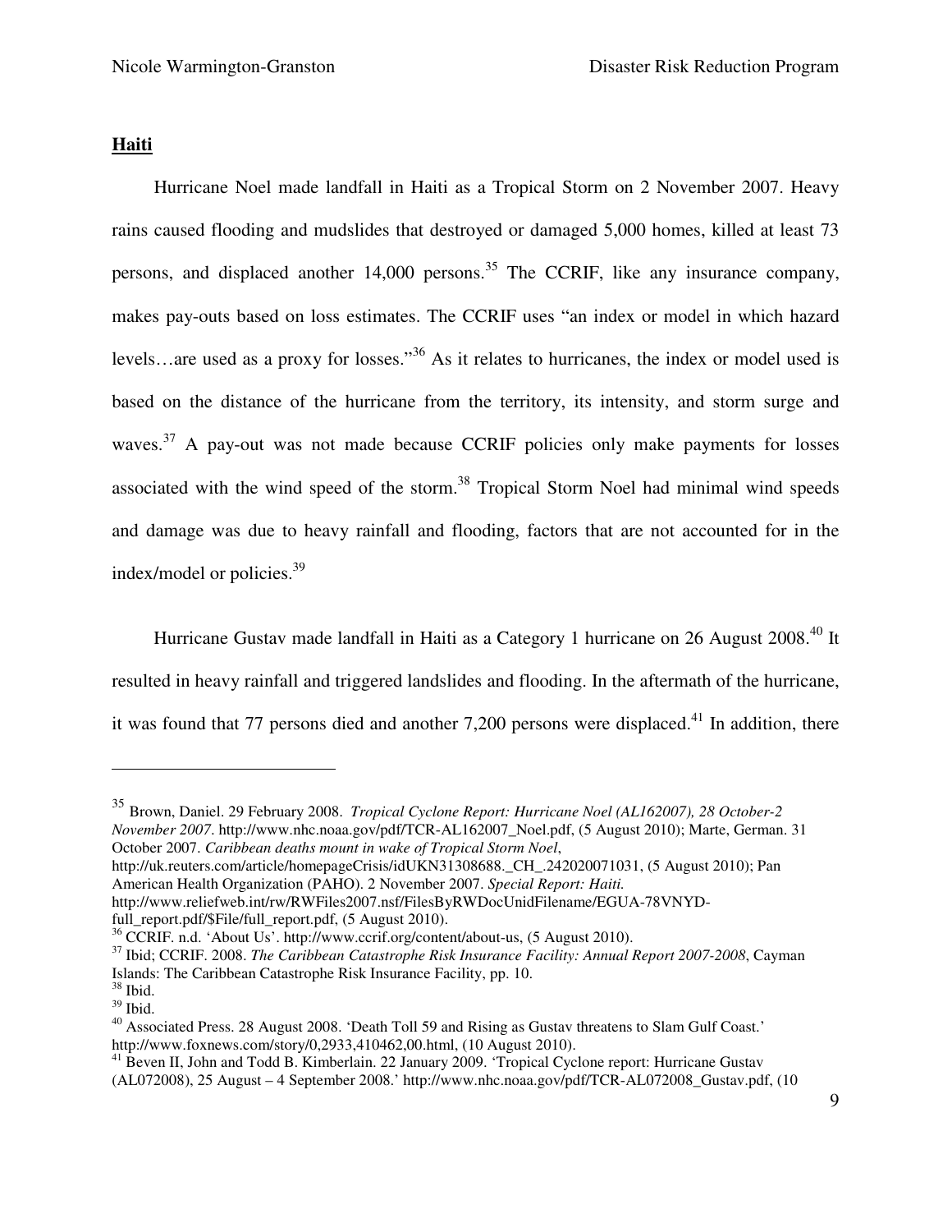## Haiti

Hurricane Noel made landfall in Haiti as a Tropical Storm on 2 November 2007. Heavy rains caused flooding and mudslides that destroyed or damaged 5,000 homes, killed at least 73 persons, and displaced another 14,000 persons.[35] The CCRIF, like any insurance company, makes pay-outs based on loss estimates. The CCRIF uses "an index or model in which hazard levels…are used as a proxy for losses."[36] As it relates to hurricanes, the index or model used is based on the distance of the hurricane from the territory, its intensity, and storm surge and waves.[37] A pay-out was not made because CCRIF policies only make payments for losses associated with the wind speed of the storm.[38] Tropical Storm Noel had minimal wind speeds and damage was due to heavy rainfall and flooding, factors that are not accounted for in the index/model or policies.[39]

Hurricane Gustav made landfall in Haiti as a Category 1 hurricane on 26 August 2008.[40] It resulted in heavy rainfall and triggered landslides and flooding. In the aftermath of the hurricane, it was found that 77 persons died and another 7,200 persons were displaced.[41] In addition, there

---

[35] Brown, Daniel. 29 February 2008. *Tropical Cyclone Report: Hurricane Noel (AL162007), 28 October-2 November 2007*. http://www.nhc.noaa.gov/pdf/TCR-AL162007_Noel.pdf, (5 August 2010); Marte, German. 31 October 2007. *Caribbean deaths mount in wake of Tropical Storm Noel*, http://uk.reuters.com/article/homepageCrisis/idUKN31308688._CH_.242020071031, (5 August 2010); Pan American Health Organization (PAHO). 2 November 2007. *Special Report: Haiti.* http://www.reliefweb.int/rw/RWFiles2007.nsf/FilesByRWDocUnidFilename/EGUA-78VNYD-full_report.pdf/$File/full_report.pdf, (5 August 2010).

[36] CCRIF. n.d. 'About Us'. http://www.ccrif.org/content/about-us, (5 August 2010).

[37] Ibid; CCRIF. 2008. *The Caribbean Catastrophe Risk Insurance Facility: Annual Report 2007-2008*, Cayman Islands: The Caribbean Catastrophe Risk Insurance Facility, pp. 10.

[38] Ibid.

[39] Ibid.

[40] Associated Press. 28 August 2008. 'Death Toll 59 and Rising as Gustav threatens to Slam Gulf Coast.' http://www.foxnews.com/story/0,2933,410462,00.html, (10 August 2010).

[41] Beven II, John and Todd B. Kimberlain. 22 January 2009. 'Tropical Cyclone report: Hurricane Gustav (AL072008), 25 August – 4 September 2008.' http://www.nhc.noaa.gov/pdf/TCR-AL072008_Gustav.pdf, (10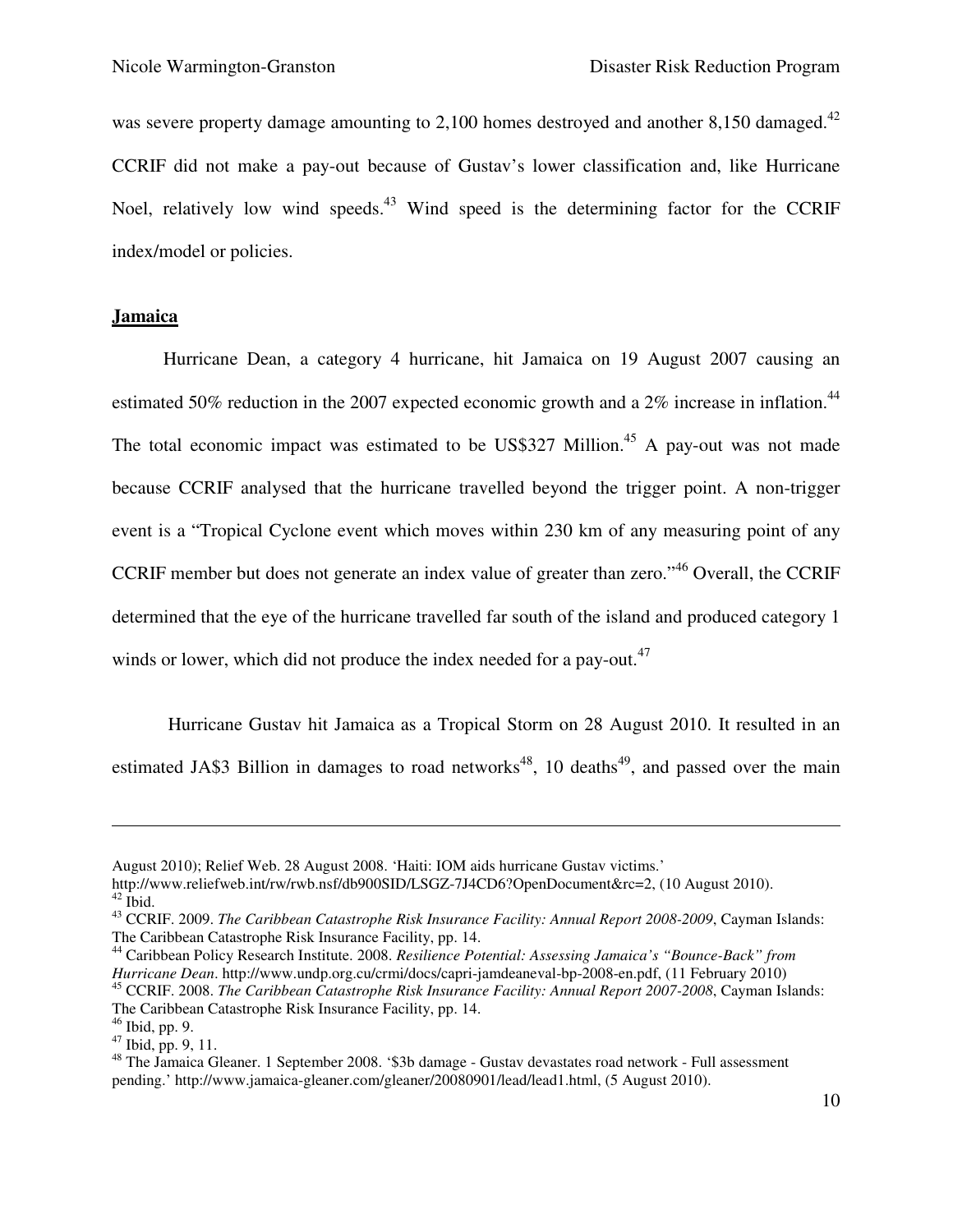was severe property damage amounting to 2,100 homes destroyed and another 8,150 damaged.[42] CCRIF did not make a pay-out because of Gustav's lower classification and, like Hurricane Noel, relatively low wind speeds.[43] Wind speed is the determining factor for the CCRIF index/model or policies.

## Jamaica

Hurricane Dean, a category 4 hurricane, hit Jamaica on 19 August 2007 causing an estimated 50% reduction in the 2007 expected economic growth and a 2% increase in inflation.[44] The total economic impact was estimated to be US$327 Million.[45] A pay-out was not made because CCRIF analysed that the hurricane travelled beyond the trigger point. A non-trigger event is a "Tropical Cyclone event which moves within 230 km of any measuring point of any CCRIF member but does not generate an index value of greater than zero."[46] Overall, the CCRIF determined that the eye of the hurricane travelled far south of the island and produced category 1 winds or lower, which did not produce the index needed for a pay-out.[47]

Hurricane Gustav hit Jamaica as a Tropical Storm on 28 August 2010. It resulted in an estimated JA$3 Billion in damages to road networks[48], 10 deaths[49], and passed over the main

---

August 2010); Relief Web. 28 August 2008. 'Haiti: IOM aids hurricane Gustav victims.' http://www.reliefweb.int/rw/rwb.nsf/db900SID/LSGZ-7J4CD6?OpenDocument&rc=2, (10 August 2010).

[42] Ibid.

[43] CCRIF. 2009. *The Caribbean Catastrophe Risk Insurance Facility: Annual Report 2008-2009*, Cayman Islands: The Caribbean Catastrophe Risk Insurance Facility, pp. 14.

[44] Caribbean Policy Research Institute. 2008. *Resilience Potential: Assessing Jamaica's "Bounce-Back" from Hurricane Dean*. http://www.undp.org.cu/crmi/docs/capri-jamdeaneval-bp-2008-en.pdf, (11 February 2010)

[45] CCRIF. 2008. *The Caribbean Catastrophe Risk Insurance Facility: Annual Report 2007-2008*, Cayman Islands: The Caribbean Catastrophe Risk Insurance Facility, pp. 14.

[46] Ibid, pp. 9.

[47] Ibid, pp. 9, 11.

[48] The Jamaica Gleaner. 1 September 2008. '$3b damage - Gustav devastates road network - Full assessment pending.' http://www.jamaica-gleaner.com/gleaner/20080901/lead/lead1.html, (5 August 2010).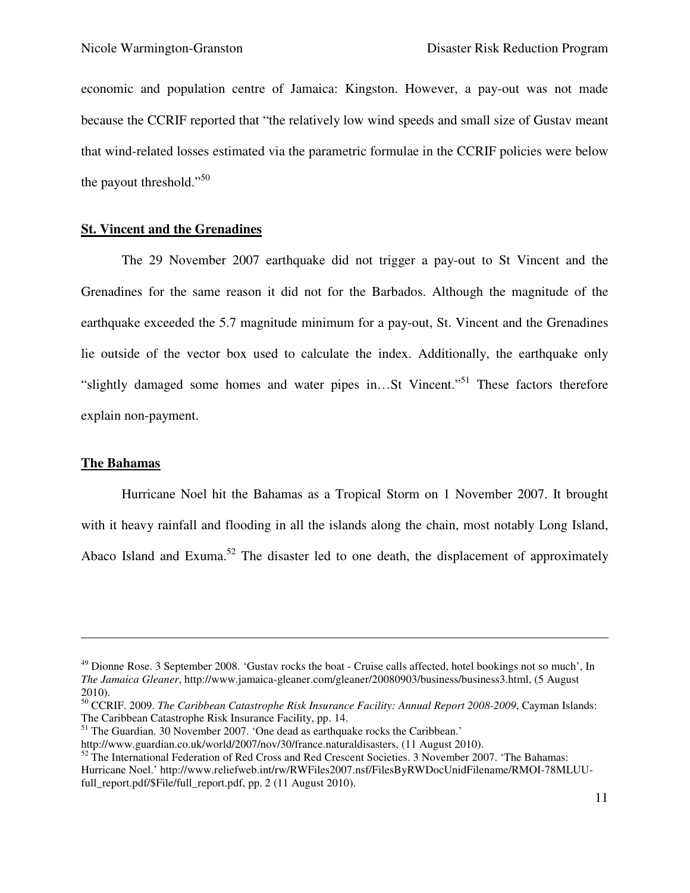economic and population centre of Jamaica: Kingston. However, a pay-out was not made because the CCRIF reported that "the relatively low wind speeds and small size of Gustav meant that wind-related losses estimated via the parametric formulae in the CCRIF policies were below the payout threshold."[50]

**St. Vincent and the Grenadines**

The 29 November 2007 earthquake did not trigger a pay-out to St Vincent and the Grenadines for the same reason it did not for the Barbados. Although the magnitude of the earthquake exceeded the 5.7 magnitude minimum for a pay-out, St. Vincent and the Grenadines lie outside of the vector box used to calculate the index. Additionally, the earthquake only "slightly damaged some homes and water pipes in…St Vincent."[51] These factors therefore explain non-payment.

**The Bahamas**

Hurricane Noel hit the Bahamas as a Tropical Storm on 1 November 2007. It brought with it heavy rainfall and flooding in all the islands along the chain, most notably Long Island, Abaco Island and Exuma.[52] The disaster led to one death, the displacement of approximately

---

[49] Dionne Rose. 3 September 2008. 'Gustav rocks the boat - Cruise calls affected, hotel bookings not so much', In *The Jamaica Gleaner*, http://www.jamaica-gleaner.com/gleaner/20080903/business/business3.html, (5 August 2010).

[50] CCRIF. 2009. *The Caribbean Catastrophe Risk Insurance Facility: Annual Report 2008-2009*, Cayman Islands: The Caribbean Catastrophe Risk Insurance Facility, pp. 14.

[51] The Guardian. 30 November 2007. 'One dead as earthquake rocks the Caribbean.' http://www.guardian.co.uk/world/2007/nov/30/france.naturaldisasters, (11 August 2010).

[52] The International Federation of Red Cross and Red Crescent Societies. 3 November 2007. 'The Bahamas: Hurricane Noel.' http://www.reliefweb.int/rw/RWFiles2007.nsf/FilesByRWDocUnidFilename/RMOI-78MLUU-full_report.pdf/$File/full_report.pdf, pp. 2 (11 August 2010).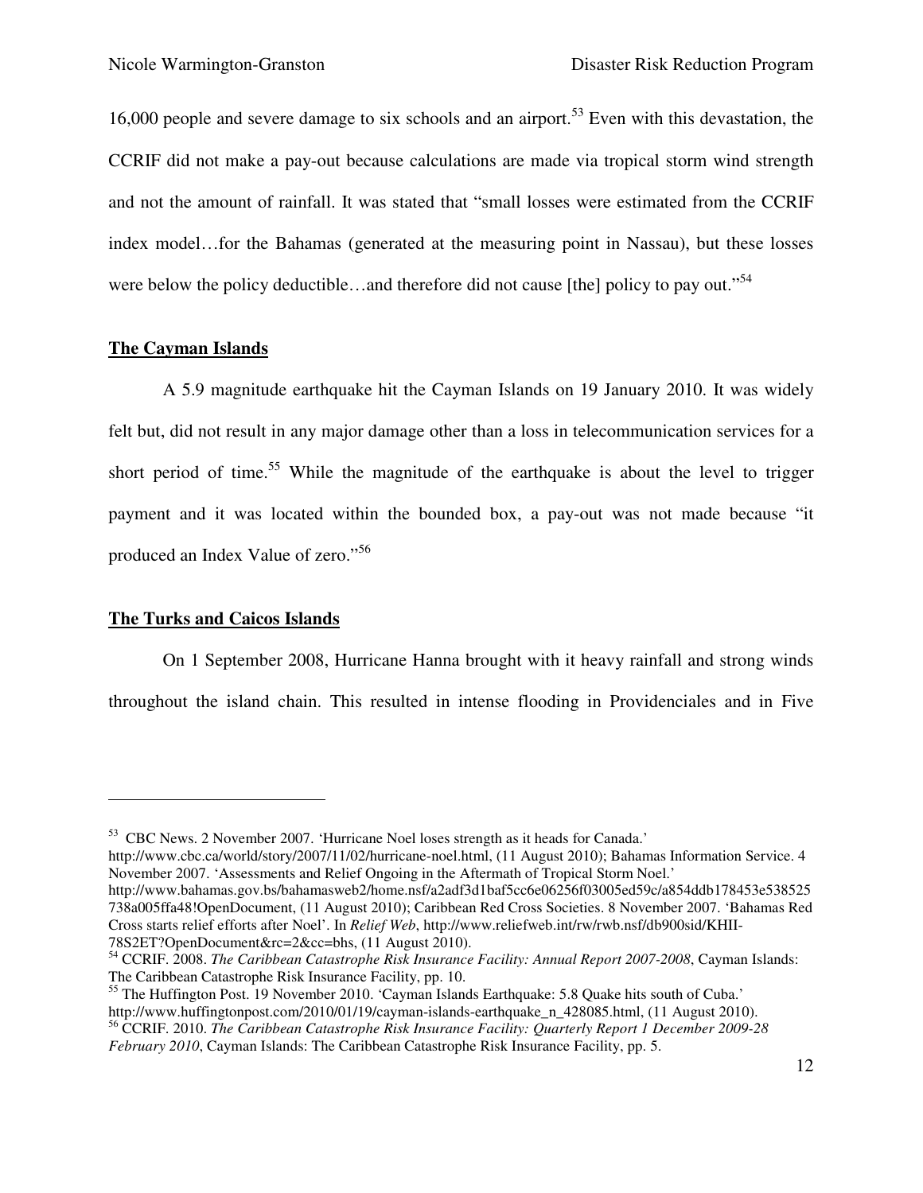16,000 people and severe damage to six schools and an airport.[53] Even with this devastation, the CCRIF did not make a pay-out because calculations are made via tropical storm wind strength and not the amount of rainfall. It was stated that "small losses were estimated from the CCRIF index model…for the Bahamas (generated at the measuring point in Nassau), but these losses were below the policy deductible…and therefore did not cause [the] policy to pay out."[54]

**The Cayman Islands**

A 5.9 magnitude earthquake hit the Cayman Islands on 19 January 2010. It was widely felt but, did not result in any major damage other than a loss in telecommunication services for a short period of time.[55] While the magnitude of the earthquake is about the level to trigger payment and it was located within the bounded box, a pay-out was not made because "it produced an Index Value of zero."[56]

**The Turks and Caicos Islands**

On 1 September 2008, Hurricane Hanna brought with it heavy rainfall and strong winds throughout the island chain. This resulted in intense flooding in Providenciales and in Five

---

[53] CBC News. 2 November 2007. 'Hurricane Noel loses strength as it heads for Canada.' http://www.cbc.ca/world/story/2007/11/02/hurricane-noel.html, (11 August 2010); Bahamas Information Service. 4 November 2007. 'Assessments and Relief Ongoing in the Aftermath of Tropical Storm Noel.' http://www.bahamas.gov.bs/bahamasweb2/home.nsf/a2adf3d1baf5cc6e06256f03005ed59c/a854ddb178453e538525738a005ffa48!OpenDocument, (11 August 2010); Caribbean Red Cross Societies. 8 November 2007. 'Bahamas Red Cross starts relief efforts after Noel'. In *Relief Web*, http://www.reliefweb.int/rw/rwb.nsf/db900sid/KHII-78S2ET?OpenDocument&rc=2&cc=bhs, (11 August 2010).

[54] CCRIF. 2008. *The Caribbean Catastrophe Risk Insurance Facility: Annual Report 2007-2008*, Cayman Islands: The Caribbean Catastrophe Risk Insurance Facility, pp. 10.

[55] The Huffington Post. 19 November 2010. 'Cayman Islands Earthquake: 5.8 Quake hits south of Cuba.' http://www.huffingtonpost.com/2010/01/19/cayman-islands-earthquake_n_428085.html, (11 August 2010).

[56] CCRIF. 2010. *The Caribbean Catastrophe Risk Insurance Facility: Quarterly Report 1 December 2009-28 February 2010*, Cayman Islands: The Caribbean Catastrophe Risk Insurance Facility, pp. 5.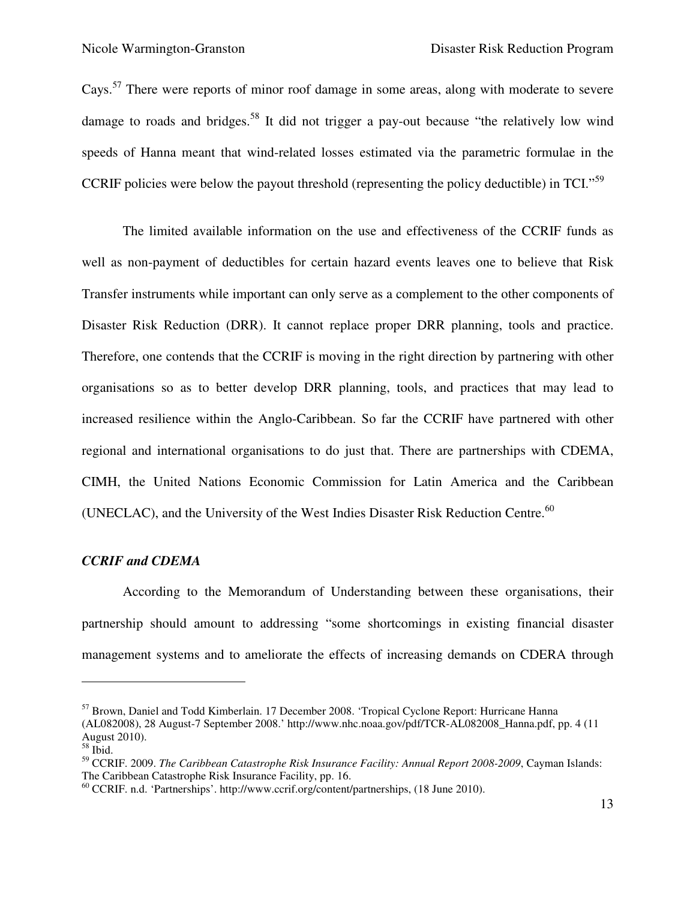Cays.[57] There were reports of minor roof damage in some areas, along with moderate to severe damage to roads and bridges.[58] It did not trigger a pay-out because "the relatively low wind speeds of Hanna meant that wind-related losses estimated via the parametric formulae in the CCRIF policies were below the payout threshold (representing the policy deductible) in TCI."[59]

The limited available information on the use and effectiveness of the CCRIF funds as well as non-payment of deductibles for certain hazard events leaves one to believe that Risk Transfer instruments while important can only serve as a complement to the other components of Disaster Risk Reduction (DRR). It cannot replace proper DRR planning, tools and practice. Therefore, one contends that the CCRIF is moving in the right direction by partnering with other organisations so as to better develop DRR planning, tools, and practices that may lead to increased resilience within the Anglo-Caribbean. So far the CCRIF have partnered with other regional and international organisations to do just that. There are partnerships with CDEMA, CIMH, the United Nations Economic Commission for Latin America and the Caribbean (UNECLAC), and the University of the West Indies Disaster Risk Reduction Centre.[60]

***CCRIF and CDEMA***

According to the Memorandum of Understanding between these organisations, their partnership should amount to addressing "some shortcomings in existing financial disaster management systems and to ameliorate the effects of increasing demands on CDERA through

---

[57] Brown, Daniel and Todd Kimberlain. 17 December 2008. 'Tropical Cyclone Report: Hurricane Hanna (AL082008), 28 August-7 September 2008.' http://www.nhc.noaa.gov/pdf/TCR-AL082008_Hanna.pdf, pp. 4 (11 August 2010).

[58] Ibid.

[59] CCRIF. 2009. *The Caribbean Catastrophe Risk Insurance Facility: Annual Report 2008-2009*, Cayman Islands: The Caribbean Catastrophe Risk Insurance Facility, pp. 16.

[60] CCRIF. n.d. 'Partnerships'. http://www.ccrif.org/content/partnerships, (18 June 2010).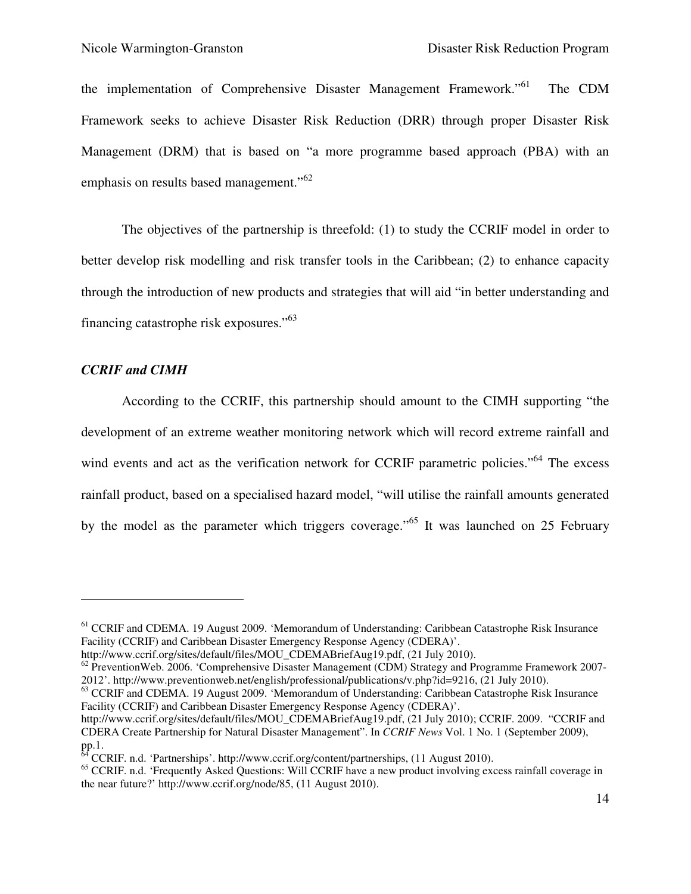the implementation of Comprehensive Disaster Management Framework."[61] The CDM Framework seeks to achieve Disaster Risk Reduction (DRR) through proper Disaster Risk Management (DRM) that is based on "a more programme based approach (PBA) with an emphasis on results based management."[62]

The objectives of the partnership is threefold: (1) to study the CCRIF model in order to better develop risk modelling and risk transfer tools in the Caribbean; (2) to enhance capacity through the introduction of new products and strategies that will aid "in better understanding and financing catastrophe risk exposures."[63]

***CCRIF and CIMH***

According to the CCRIF, this partnership should amount to the CIMH supporting "the development of an extreme weather monitoring network which will record extreme rainfall and wind events and act as the verification network for CCRIF parametric policies."[64] The excess rainfall product, based on a specialised hazard model, "will utilise the rainfall amounts generated by the model as the parameter which triggers coverage."[65] It was launched on 25 February

---

[61] CCRIF and CDEMA. 19 August 2009. 'Memorandum of Understanding: Caribbean Catastrophe Risk Insurance Facility (CCRIF) and Caribbean Disaster Emergency Response Agency (CDERA)'. http://www.ccrif.org/sites/default/files/MOU_CDEMABriefAug19.pdf, (21 July 2010).

[62] PreventionWeb. 2006. 'Comprehensive Disaster Management (CDM) Strategy and Programme Framework 2007-2012'. http://www.preventionweb.net/english/professional/publications/v.php?id=9216, (21 July 2010).

[63] CCRIF and CDEMA. 19 August 2009. 'Memorandum of Understanding: Caribbean Catastrophe Risk Insurance Facility (CCRIF) and Caribbean Disaster Emergency Response Agency (CDERA)'. http://www.ccrif.org/sites/default/files/MOU_CDEMABriefAug19.pdf, (21 July 2010); CCRIF. 2009. "CCRIF and CDERA Create Partnership for Natural Disaster Management". In *CCRIF News* Vol. 1 No. 1 (September 2009), pp.1.

[64] CCRIF. n.d. 'Partnerships'. http://www.ccrif.org/content/partnerships, (11 August 2010).

[65] CCRIF. n.d. 'Frequently Asked Questions: Will CCRIF have a new product involving excess rainfall coverage in the near future?' http://www.ccrif.org/node/85, (11 August 2010).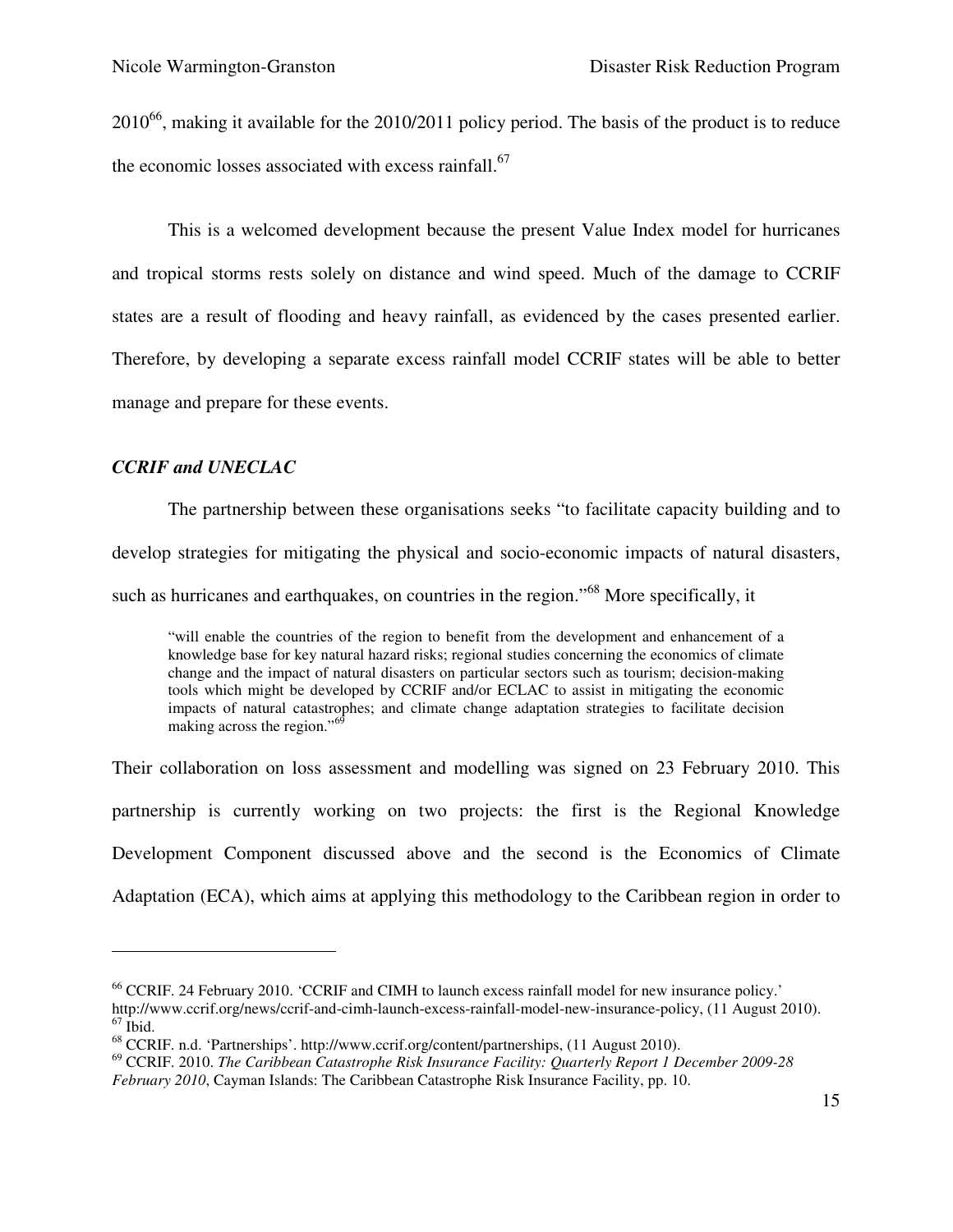2010[66], making it available for the 2010/2011 policy period. The basis of the product is to reduce the economic losses associated with excess rainfall.[67]

This is a welcomed development because the present Value Index model for hurricanes and tropical storms rests solely on distance and wind speed. Much of the damage to CCRIF states are a result of flooding and heavy rainfall, as evidenced by the cases presented earlier. Therefore, by developing a separate excess rainfall model CCRIF states will be able to better manage and prepare for these events.

***CCRIF and UNECLAC***

The partnership between these organisations seeks "to facilitate capacity building and to develop strategies for mitigating the physical and socio-economic impacts of natural disasters, such as hurricanes and earthquakes, on countries in the region."[68] More specifically, it

> "will enable the countries of the region to benefit from the development and enhancement of a knowledge base for key natural hazard risks; regional studies concerning the economics of climate change and the impact of natural disasters on particular sectors such as tourism; decision-making tools which might be developed by CCRIF and/or ECLAC to assist in mitigating the economic impacts of natural catastrophes; and climate change adaptation strategies to facilitate decision making across the region."[69]

Their collaboration on loss assessment and modelling was signed on 23 February 2010. This partnership is currently working on two projects: the first is the Regional Knowledge Development Component discussed above and the second is the Economics of Climate Adaptation (ECA), which aims at applying this methodology to the Caribbean region in order to

---

[66] CCRIF. 24 February 2010. 'CCRIF and CIMH to launch excess rainfall model for new insurance policy.' http://www.ccrif.org/news/ccrif-and-cimh-launch-excess-rainfall-model-new-insurance-policy, (11 August 2010).

[67] Ibid.

[68] CCRIF. n.d. 'Partnerships'. http://www.ccrif.org/content/partnerships, (11 August 2010).

[69] CCRIF. 2010. *The Caribbean Catastrophe Risk Insurance Facility: Quarterly Report 1 December 2009-28 February 2010*, Cayman Islands: The Caribbean Catastrophe Risk Insurance Facility, pp. 10.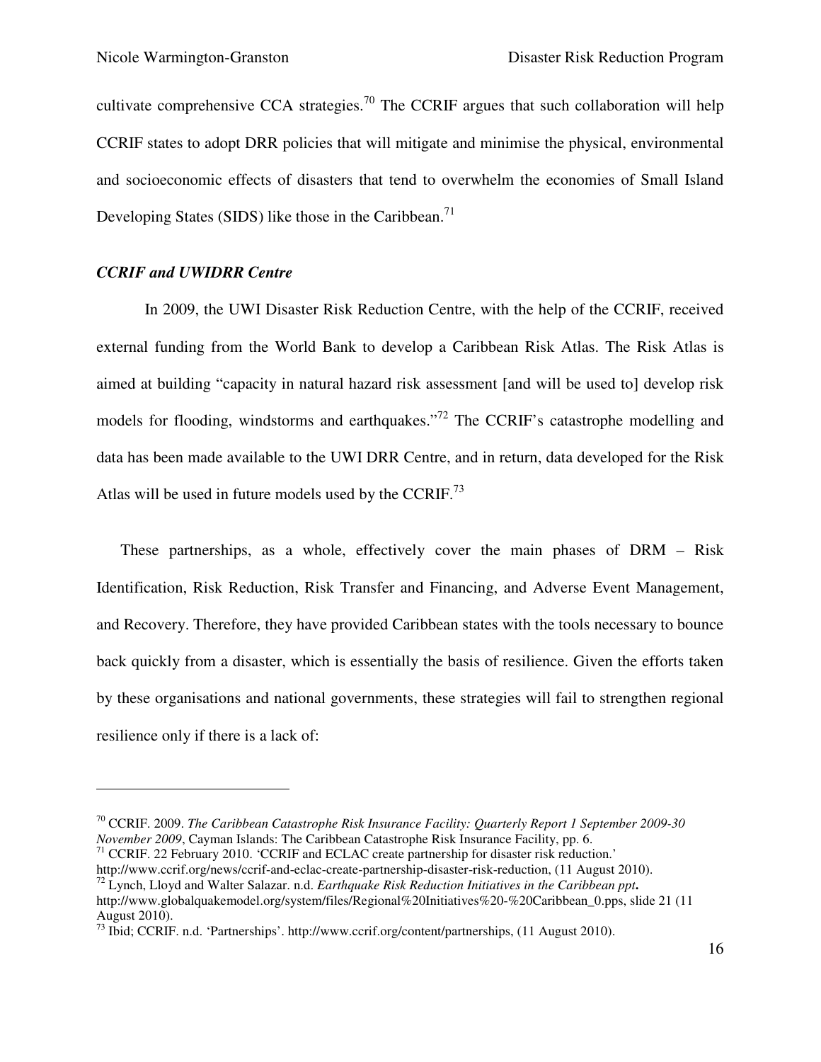cultivate comprehensive CCA strategies.[70] The CCRIF argues that such collaboration will help CCRIF states to adopt DRR policies that will mitigate and minimise the physical, environmental and socioeconomic effects of disasters that tend to overwhelm the economies of Small Island Developing States (SIDS) like those in the Caribbean.[71]

### *CCRIF and UWIDRR Centre*

In 2009, the UWI Disaster Risk Reduction Centre, with the help of the CCRIF, received external funding from the World Bank to develop a Caribbean Risk Atlas. The Risk Atlas is aimed at building "capacity in natural hazard risk assessment [and will be used to] develop risk models for flooding, windstorms and earthquakes."[72] The CCRIF's catastrophe modelling and data has been made available to the UWI DRR Centre, and in return, data developed for the Risk Atlas will be used in future models used by the CCRIF.[73]

These partnerships, as a whole, effectively cover the main phases of DRM – Risk Identification, Risk Reduction, Risk Transfer and Financing, and Adverse Event Management, and Recovery. Therefore, they have provided Caribbean states with the tools necessary to bounce back quickly from a disaster, which is essentially the basis of resilience. Given the efforts taken by these organisations and national governments, these strategies will fail to strengthen regional resilience only if there is a lack of:

---

[70] CCRIF. 2009. *The Caribbean Catastrophe Risk Insurance Facility: Quarterly Report 1 September 2009-30 November 2009*, Cayman Islands: The Caribbean Catastrophe Risk Insurance Facility, pp. 6.

[71] CCRIF. 22 February 2010. 'CCRIF and ECLAC create partnership for disaster risk reduction.' http://www.ccrif.org/news/ccrif-and-eclac-create-partnership-disaster-risk-reduction, (11 August 2010).

[72] Lynch, Lloyd and Walter Salazar. n.d. ***Earthquake Risk Reduction Initiatives in the Caribbean ppt.*** http://www.globalquakemodel.org/system/files/Regional%20Initiatives%20-%20Caribbean_0.pps, slide 21 (11 August 2010).

[73] Ibid; CCRIF. n.d. 'Partnerships'. http://www.ccrif.org/content/partnerships, (11 August 2010).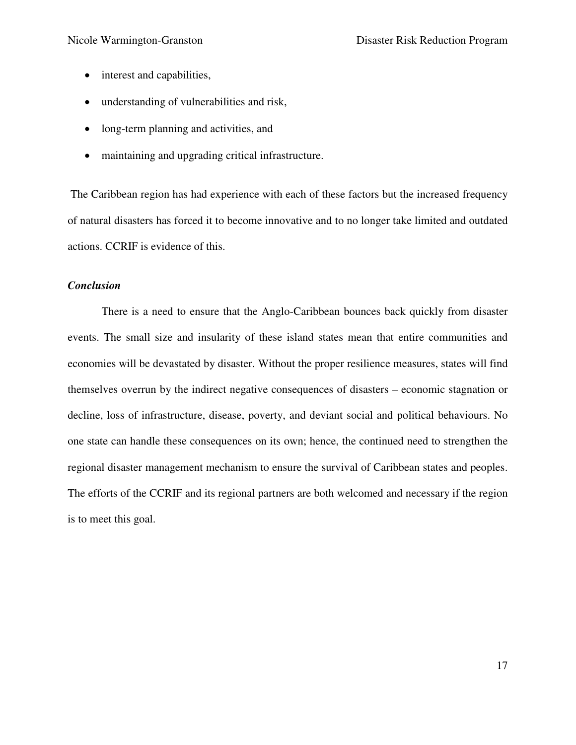- interest and capabilities,
- understanding of vulnerabilities and risk,
- long-term planning and activities, and
- maintaining and upgrading critical infrastructure.

The Caribbean region has had experience with each of these factors but the increased frequency of natural disasters has forced it to become innovative and to no longer take limited and outdated actions. CCRIF is evidence of this.

***Conclusion***

There is a need to ensure that the Anglo-Caribbean bounces back quickly from disaster events. The small size and insularity of these island states mean that entire communities and economies will be devastated by disaster. Without the proper resilience measures, states will find themselves overrun by the indirect negative consequences of disasters – economic stagnation or decline, loss of infrastructure, disease, poverty, and deviant social and political behaviours. No one state can handle these consequences on its own; hence, the continued need to strengthen the regional disaster management mechanism to ensure the survival of Caribbean states and peoples. The efforts of the CCRIF and its regional partners are both welcomed and necessary if the region is to meet this goal.